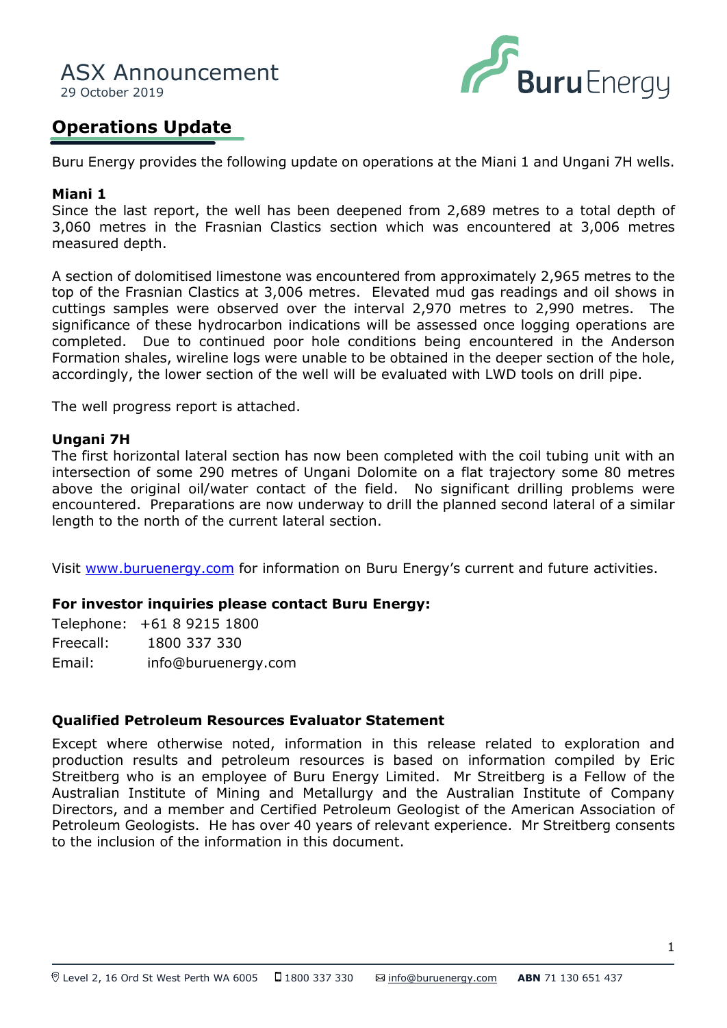# ASX Announcement

29 October 2019

## Operations Update

Buru Energy provides the following update on operations at the Miani 1 and Ungani 7H wells.

**Miani 1**

Since the last report, the well has been deepened from 2,689 metres to a total depth of 3,060 metres in the Frasnian Clastics section which was encountered at 3,006 metres measured depth.

A section of dolomitised limestone was encountered from approximately 2,965 metres to the top of the Frasnian Clastics at 3,006 metres. Elevated mud gas readings and oil shows in cuttings samples were observed over the interval 2,970 metres to 2,990 metres. The significance of these hydrocarbon indications will be assessed once logging operations are completed. Due to continued poor hole conditions being encountered in the Anderson Formation shales, wireline logs were unable to be obtained in the deeper section of the hole, accordingly, the lower section of the well will be evaluated with LWD tools on drill pipe.

The well progress report is attached.

**Ungani 7H**

The first horizontal lateral section has now been completed with the coil tubing unit with an intersection of some 290 metres of Ungani Dolomite on a flat trajectory some 80 metres above the original oil/water contact of the field. No significant drilling problems were encountered. Preparations are now underway to drill the planned second lateral of a similar length to the north of the current lateral section.

Visit [www.buruenergy.com](http://www.buruenergy.com) for information on Buru Energy's current and future activities.

**For investor inquiries please contact Buru Energy:**

Telephone: +61 8 9215 1800
Freecall: 1800 337 330
Email: info@buruenergy.com

**Qualified Petroleum Resources Evaluator Statement**

Except where otherwise noted, information in this release related to exploration and production results and petroleum resources is based on information compiled by Eric Streitberg who is an employee of Buru Energy Limited. Mr Streitberg is a Fellow of the Australian Institute of Mining and Metallurgy and the Australian Institute of Company Directors, and a member and Certified Petroleum Geologist of the American Association of Petroleum Geologists. He has over 40 years of relevant experience. Mr Streitberg consents to the inclusion of the information in this document.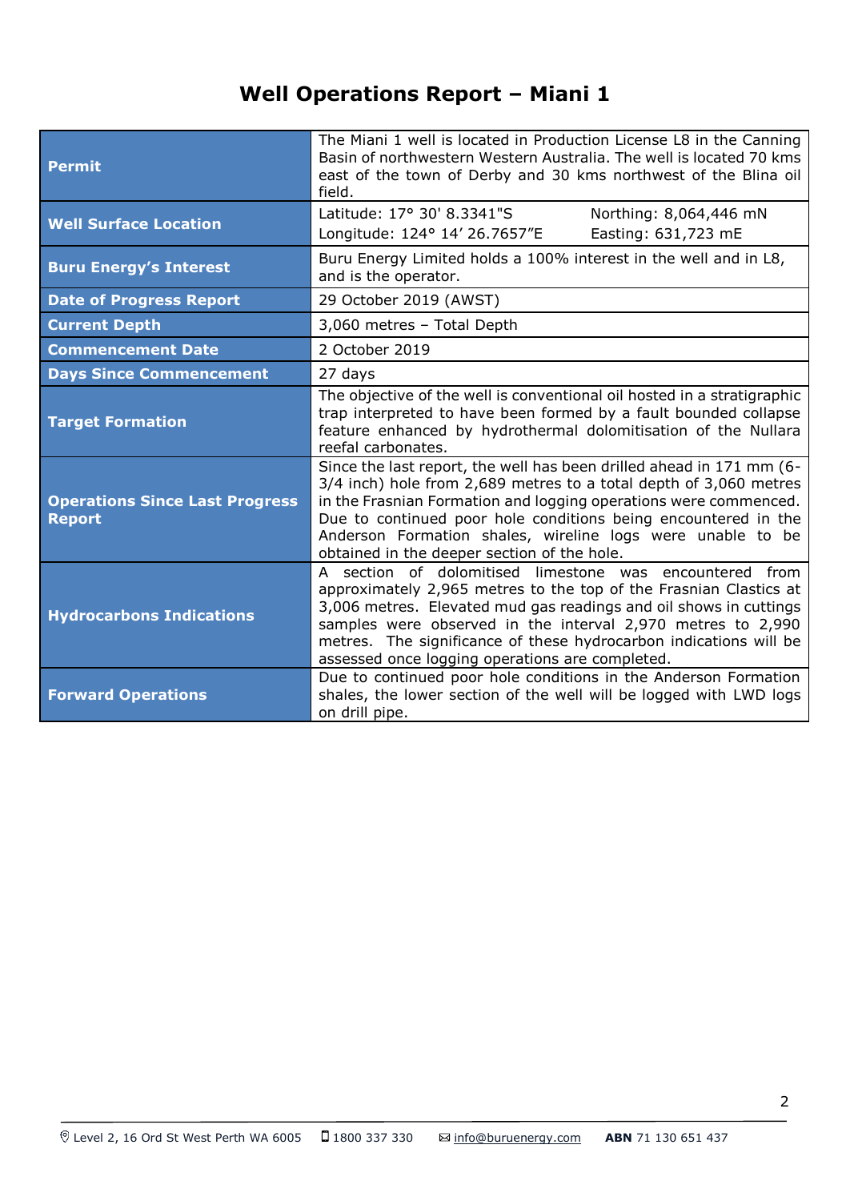# Well Operations Report – Miani 1

| | |
|---|---|
| **Permit** | The Miani 1 well is located in Production License L8 in the Canning Basin of northwestern Western Australia. The well is located 70 kms east of the town of Derby and 30 kms northwest of the Blina oil field. |
| **Well Surface Location** | Latitude: 17° 30' 8.3341"S    Northing: 8,064,446 mN<br>Longitude: 124° 14' 26.7657"E    Easting: 631,723 mE |
| **Buru Energy's Interest** | Buru Energy Limited holds a 100% interest in the well and in L8, and is the operator. |
| **Date of Progress Report** | 29 October 2019 (AWST) |
| **Current Depth** | 3,060 metres – Total Depth |
| **Commencement Date** | 2 October 2019 |
| **Days Since Commencement** | 27 days |
| **Target Formation** | The objective of the well is conventional oil hosted in a stratigraphic trap interpreted to have been formed by a fault bounded collapse feature enhanced by hydrothermal dolomitisation of the Nullara reefal carbonates. |
| **Operations Since Last Progress Report** | Since the last report, the well has been drilled ahead in 171 mm (6-3/4 inch) hole from 2,689 metres to a total depth of 3,060 metres in the Frasnian Formation and logging operations were commenced. Due to continued poor hole conditions being encountered in the Anderson Formation shales, wireline logs were unable to be obtained in the deeper section of the hole. |
| **Hydrocarbons Indications** | A section of dolomitised limestone was encountered from approximately 2,965 metres to the top of the Frasnian Clastics at 3,006 metres. Elevated mud gas readings and oil shows in cuttings samples were observed in the interval 2,970 metres to 2,990 metres. The significance of these hydrocarbon indications will be assessed once logging operations are completed. |
| **Forward Operations** | Due to continued poor hole conditions in the Anderson Formation shales, the lower section of the well will be logged with LWD logs on drill pipe. |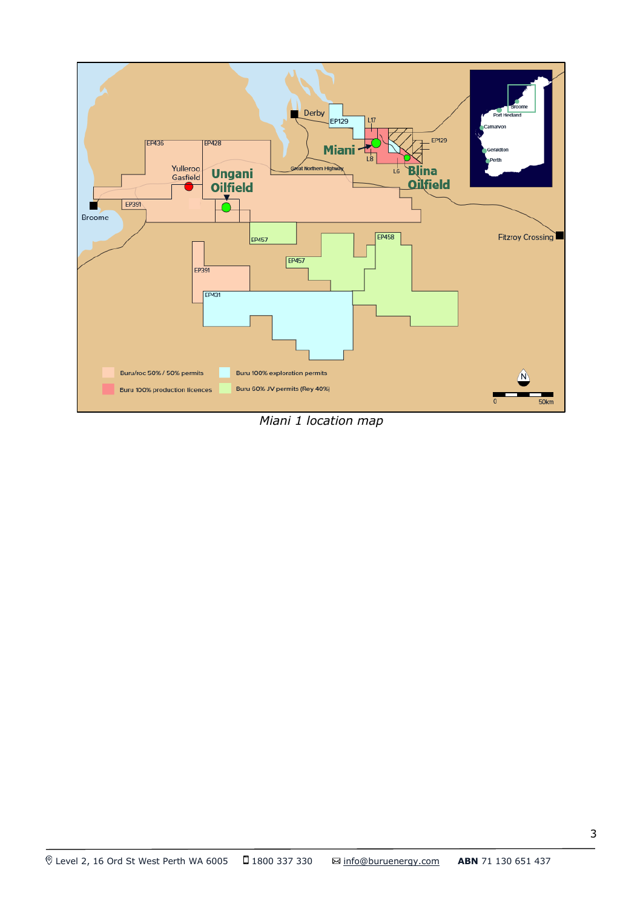Derby
EP129
L17
Miani
L8
EP129
L6
Blina Oilfield
EP436
EP428
Yulleroo Gasfield
Ungani Oilfield
Great Northern Highway
EP391
Broome
EP457
EP458
EP457
Fitzroy Crossing
EP391
EP431
Broome
Port Hedland
Carnarvon
Geraldton
Perth
Buru/roc 50% / 50% permits
Buru 100% production licences
Buru 100% exploration permits
Buru 60% JV permits (Rey 40%)
N
0
50km

*Miani 1 location map*